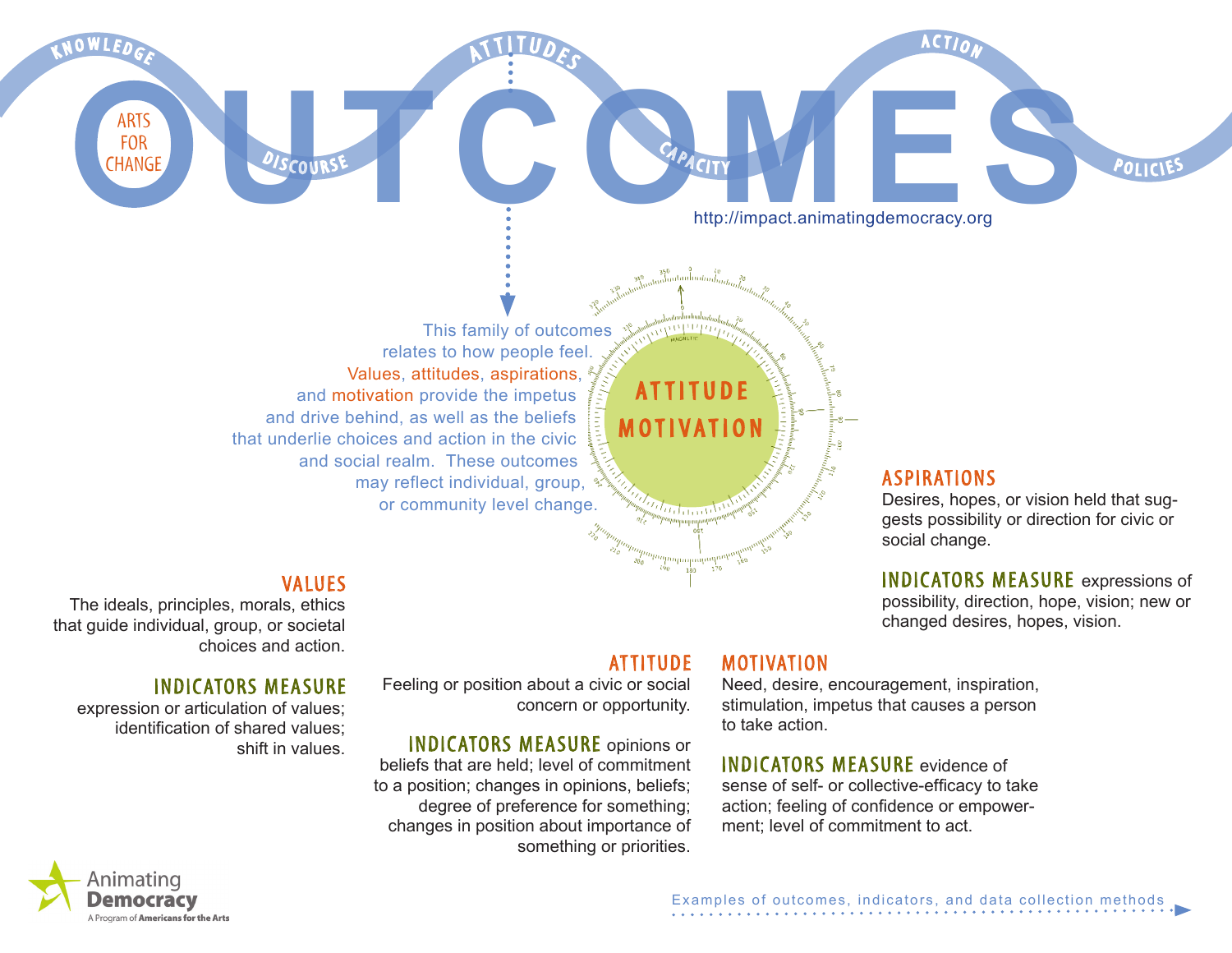# OUTCOMES

ARTS FOR CHANGE

KNOWLEDGE · DISCOURSE · ATTITUDES · CAPACITY · ACTION · POLICIES

http://impact.animatingdemocracy.org

## ATTITUDE MOTIVATION

This family of outcomes relates to how people feel. Values, attitudes, aspirations, and motivation provide the impetus and drive behind, as well as the beliefs that underlie choices and action in the civic and social realm. These outcomes may reflect individual, group, or community level change.

### ASPIRATIONS

Desires, hopes, or vision held that suggests possibility or direction for civic or social change.

**INDICATORS MEASURE** expressions of possibility, direction, hope, vision; new or changed desires, hopes, vision.

### VALUES

The ideals, principles, morals, ethics that guide individual, group, or societal choices and action.

**INDICATORS MEASURE** expression or articulation of values; identification of shared values; shift in values.

### ATTITUDE

Feeling or position about a civic or social concern or opportunity.

**INDICATORS MEASURE** opinions or beliefs that are held; level of commitment to a position; changes in opinions, beliefs; degree of preference for something; changes in position about importance of something or priorities.

### MOTIVATION

Need, desire, encouragement, inspiration, stimulation, impetus that causes a person to take action.

**INDICATORS MEASURE** evidence of sense of self- or collective-efficacy to take action; feeling of confidence or empowerment; level of commitment to act.

Animating Democracy
A Program of Americans for the Arts

Examples of outcomes, indicators, and data collection methods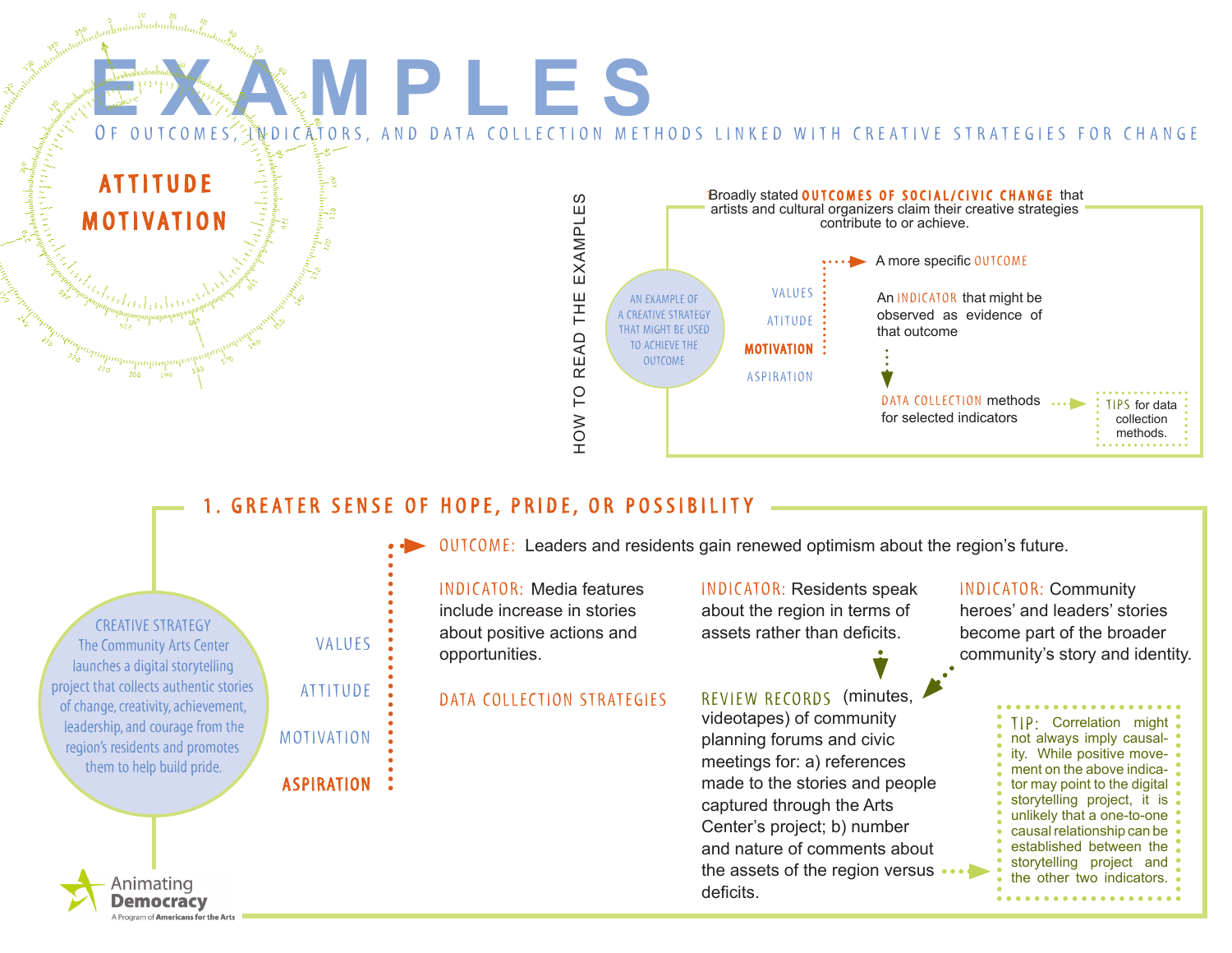# EXAMPLES

OF OUTCOMES, INDICATORS, AND DATA COLLECTION METHODS LINKED WITH CREATIVE STRATEGIES FOR CHANGE

## ATTITUDE MOTIVATION

### HOW TO READ THE EXAMPLES

Broadly stated **OUTCOMES OF SOCIAL/CIVIC CHANGE** that artists and cultural organizers claim their creative strategies contribute to or achieve.

AN EXAMPLE OF A CREATIVE STRATEGY THAT MIGHT BE USED TO ACHIEVE THE OUTCOME

- VALUES
- ATITUDE
- **MOTIVATION**
- ASPIRATION

A more specific OUTCOME

An INDICATOR that might be observed as evidence of that outcome

DATA COLLECTION methods for selected indicators

TIPS for data collection methods.

## 1. GREATER SENSE OF HOPE, PRIDE, OR POSSIBILITY

**CREATIVE STRATEGY**
The Community Arts Center launches a digital storytelling project that collects authentic stories of change, creativity, achievement, leadership, and courage from the region's residents and promotes them to help build pride.

- VALUES
- ATTITUDE
- MOTIVATION
- **ASPIRATION**

**OUTCOME:** Leaders and residents gain renewed optimism about the region's future.

**INDICATOR:** Media features include increase in stories about positive actions and opportunities.

**INDICATOR:** Residents speak about the region in terms of assets rather than deficits.

**INDICATOR:** Community heroes' and leaders' stories become part of the broader community's story and identity.

**DATA COLLECTION STRATEGIES**

**REVIEW RECORDS** (minutes, videotapes) of community planning forums and civic meetings for: a) references made to the stories and people captured through the Arts Center's project; b) number and nature of comments about the assets of the region versus deficits.

**TIP:** Correlation might not always imply causality. While positive movement on the above indicator may point to the digital storytelling project, it is unlikely that a one-to-one causal relationship can be established between the storytelling project and the other two indicators.

Animating Democracy
A Program of Americans for the Arts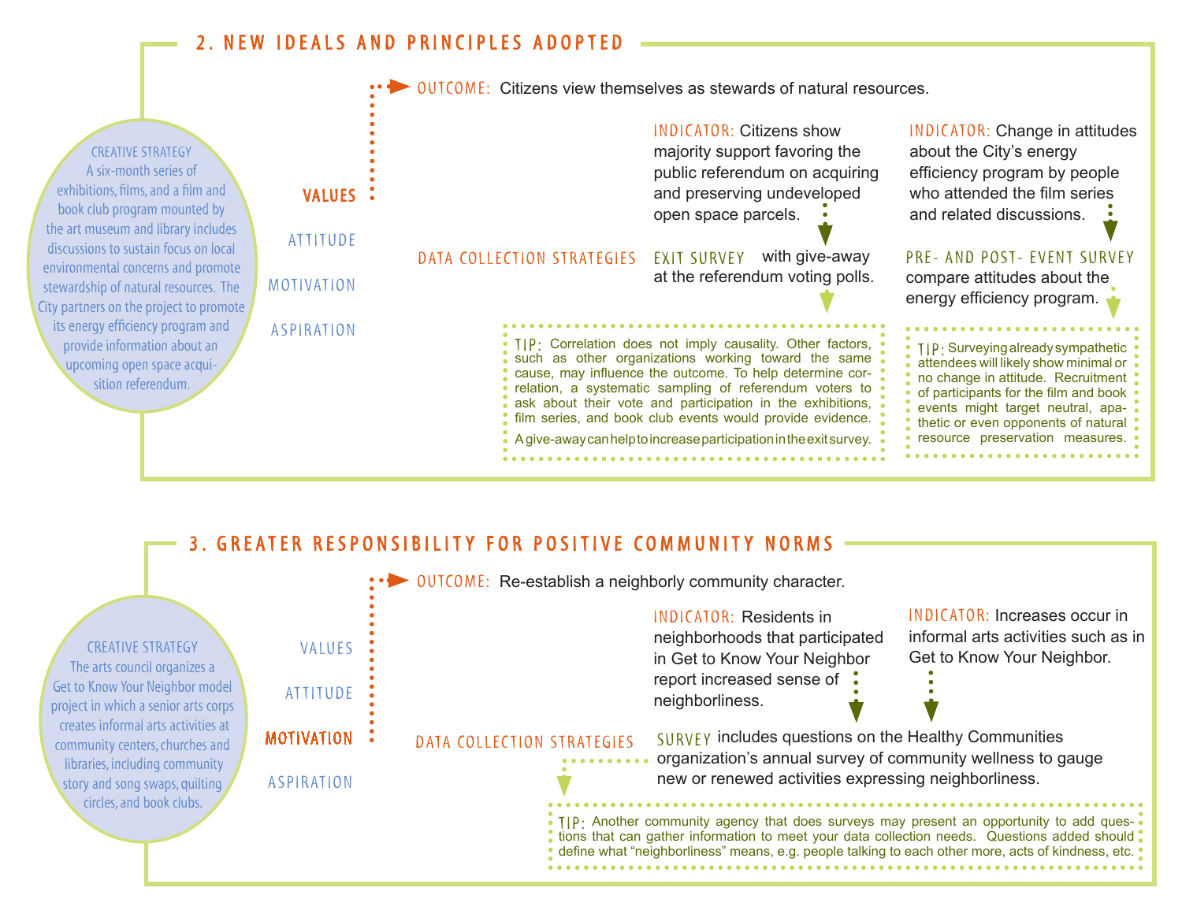## 2. NEW IDEALS AND PRINCIPLES ADOPTED

**CREATIVE STRATEGY**
A six-month series of exhibitions, films, and a film and book club program mounted by the art museum and library includes discussions to sustain focus on local environmental concerns and promote stewardship of natural resources. The City partners on the project to promote its energy efficiency program and provide information about an upcoming open space acquisition referendum.

**VALUES**
ATTITUDE
MOTIVATION
ASPIRATION

**OUTCOME:** Citizens view themselves as stewards of natural resources.

**INDICATOR:** Citizens show majority support favoring the public referendum on acquiring and preserving undeveloped open space parcels.

**INDICATOR:** Change in attitudes about the City's energy efficiency program by people who attended the film series and related discussions.

**DATA COLLECTION STRATEGIES**

**EXIT SURVEY** with give-away at the referendum voting polls.

**PRE- AND POST- EVENT SURVEY** compare attitudes about the energy efficiency program.

**TIP:** Correlation does not imply causality. Other factors, such as other organizations working toward the same cause, may influence the outcome. To help determine correlation, a systematic sampling of referendum voters to ask about their vote and participation in the exhibitions, film series, and book club events would provide evidence.

A give-away can help to increase participation in the exit survey.

**TIP:** Surveying already sympathetic attendees will likely show minimal or no change in attitude. Recruitment of participants for the film and book events might target neutral, apathetic or even opponents of natural resource preservation measures.

## 3. GREATER RESPONSIBILITY FOR POSITIVE COMMUNITY NORMS

**CREATIVE STRATEGY**
The arts council organizes a Get to Know Your Neighbor model project in which a senior arts corps creates informal arts activities at community centers, churches and libraries, including community story and song swaps, quilting circles, and book clubs.

VALUES
ATTITUDE
**MOTIVATION**
ASPIRATION

**OUTCOME:** Re-establish a neighborly community character.

**INDICATOR:** Residents in neighborhoods that participated in Get to Know Your Neighbor report increased sense of neighborliness.

**INDICATOR:** Increases occur in informal arts activities such as in Get to Know Your Neighbor.

**DATA COLLECTION STRATEGIES**

**SURVEY** includes questions on the Healthy Communities organization's annual survey of community wellness to gauge new or renewed activities expressing neighborliness.

**TIP:** Another community agency that does surveys may present an opportunity to add questions that can gather information to meet your data collection needs. Questions added should define what "neighborliness" means, e.g. people talking to each other more, acts of kindness, etc.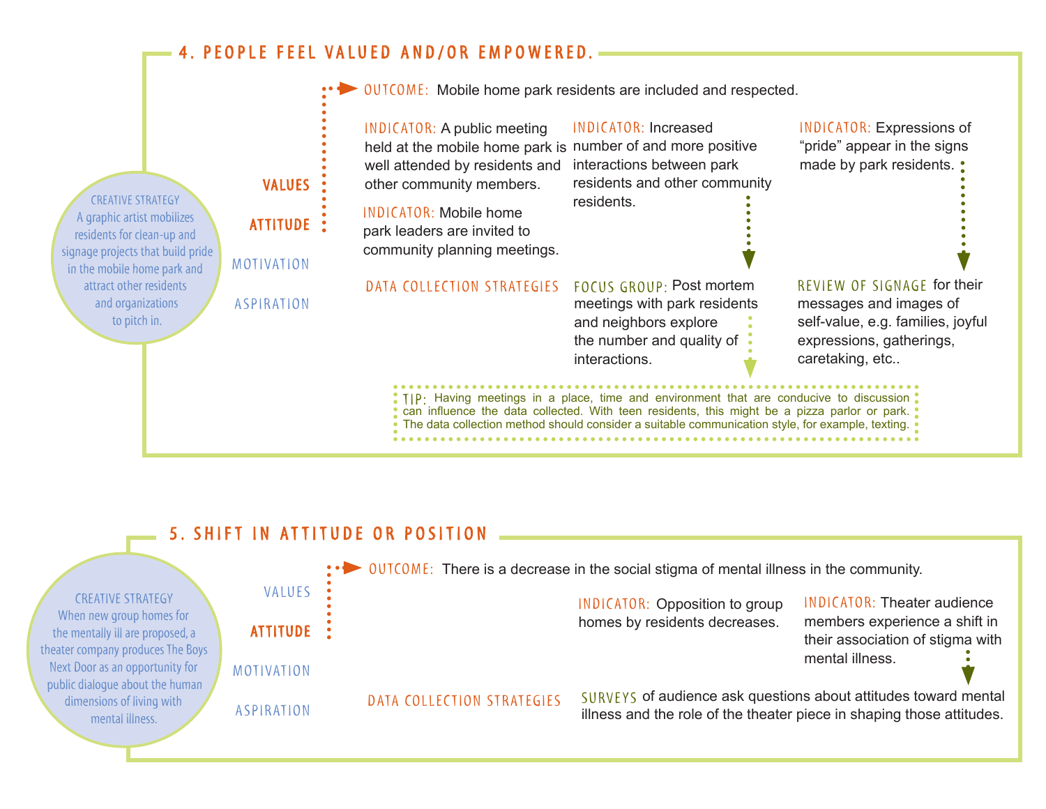## 4. PEOPLE FEEL VALUED AND/OR EMPOWERED.

**CREATIVE STRATEGY**
A graphic artist mobilizes residents for clean-up and signage projects that build pride in the mobile home park and attract other residents and organizations to pitch in.

**VALUES**
**ATTITUDE**
MOTIVATION
ASPIRATION

**OUTCOME:** Mobile home park residents are included and respected.

**INDICATOR:** A public meeting held at the mobile home park is well attended by residents and other community members.

**INDICATOR:** Mobile home park leaders are invited to community planning meetings.

**INDICATOR:** Increased number of and more positive interactions between park residents and other community residents.

**INDICATOR:** Expressions of "pride" appear in the signs made by park residents.

**DATA COLLECTION STRATEGIES**

**FOCUS GROUP:** Post mortem meetings with park residents and neighbors explore the number and quality of interactions.

**REVIEW OF SIGNAGE** for their messages and images of self-value, e.g. families, joyful expressions, gatherings, caretaking, etc..

**TIP:** Having meetings in a place, time and environment that are conducive to discussion can influence the data collected. With teen residents, this might be a pizza parlor or park. The data collection method should consider a suitable communication style, for example, texting.

## 5. SHIFT IN ATTITUDE OR POSITION

**CREATIVE STRATEGY**
When new group homes for the mentally ill are proposed, a theater company produces The Boys Next Door as an opportunity for public dialogue about the human dimensions of living with mental illness.

VALUES
**ATTITUDE**
MOTIVATION
ASPIRATION

**OUTCOME:** There is a decrease in the social stigma of mental illness in the community.

**INDICATOR:** Opposition to group homes by residents decreases.

**INDICATOR:** Theater audience members experience a shift in their association of stigma with mental illness.

**DATA COLLECTION STRATEGIES**

**SURVEYS** of audience ask questions about attitudes toward mental illness and the role of the theater piece in shaping those attitudes.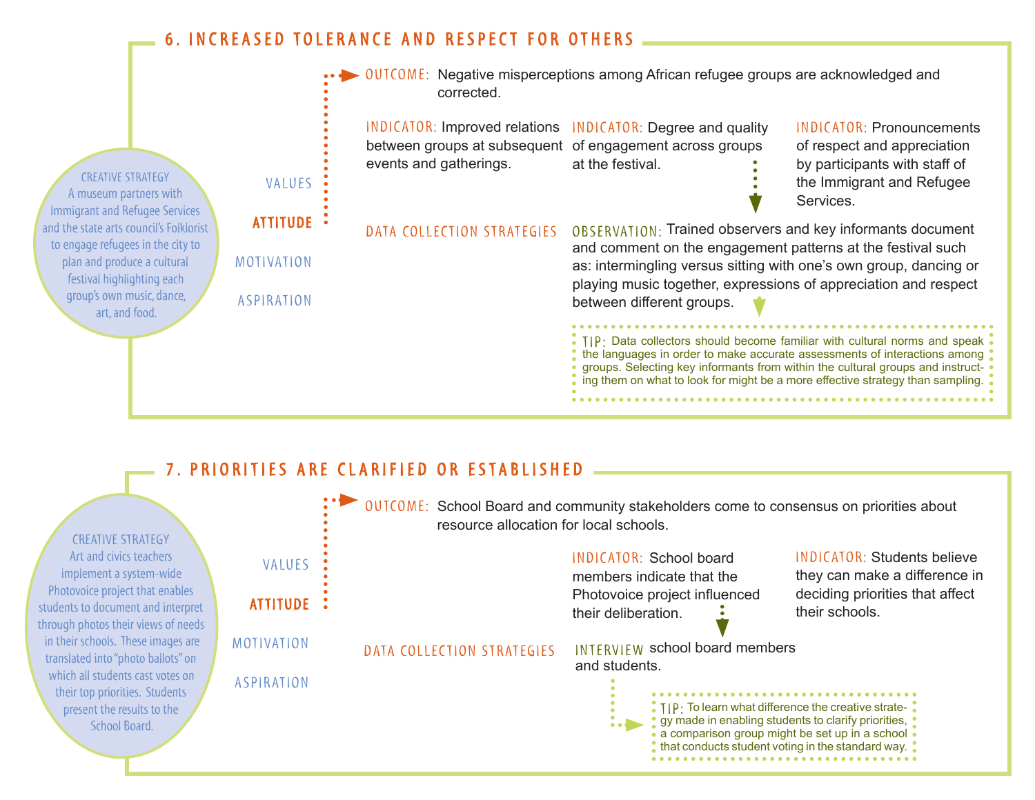## 6. INCREASED TOLERANCE AND RESPECT FOR OTHERS

CREATIVE STRATEGY
A museum partners with Immigrant and Refugee Services and the state arts council's Folklorist to engage refugees in the city to plan and produce a cultural festival highlighting each group's own music, dance, art, and food.

VALUES
**ATTITUDE**
MOTIVATION
ASPIRATION

OUTCOME: Negative misperceptions among African refugee groups are acknowledged and corrected.

INDICATOR: Improved relations between groups at subsequent events and gatherings.

INDICATOR: Degree and quality of engagement across groups at the festival.

INDICATOR: Pronouncements of respect and appreciation by participants with staff of the Immigrant and Refugee Services.

DATA COLLECTION STRATEGIES

OBSERVATION: Trained observers and key informants document and comment on the engagement patterns at the festival such as: intermingling versus sitting with one's own group, dancing or playing music together, expressions of appreciation and respect between different groups.

TIP: Data collectors should become familiar with cultural norms and speak the languages in order to make accurate assessments of interactions among groups. Selecting key informants from within the cultural groups and instructing them on what to look for might be a more effective strategy than sampling.

## 7. PRIORITIES ARE CLARIFIED OR ESTABLISHED

CREATIVE STRATEGY
Art and civics teachers implement a system-wide Photovoice project that enables students to document and interpret through photos their views of needs in their schools. These images are translated into "photo ballots" on which all students cast votes on their top priorities. Students present the results to the School Board.

VALUES
**ATTITUDE**
MOTIVATION
ASPIRATION

OUTCOME: School Board and community stakeholders come to consensus on priorities about resource allocation for local schools.

INDICATOR: School board members indicate that the Photovoice project influenced their deliberation.

INDICATOR: Students believe they can make a difference in deciding priorities that affect their schools.

DATA COLLECTION STRATEGIES

INTERVIEW school board members and students.

TIP: To learn what difference the creative strategy made in enabling students to clarify priorities, a comparison group might be set up in a school that conducts student voting in the standard way.